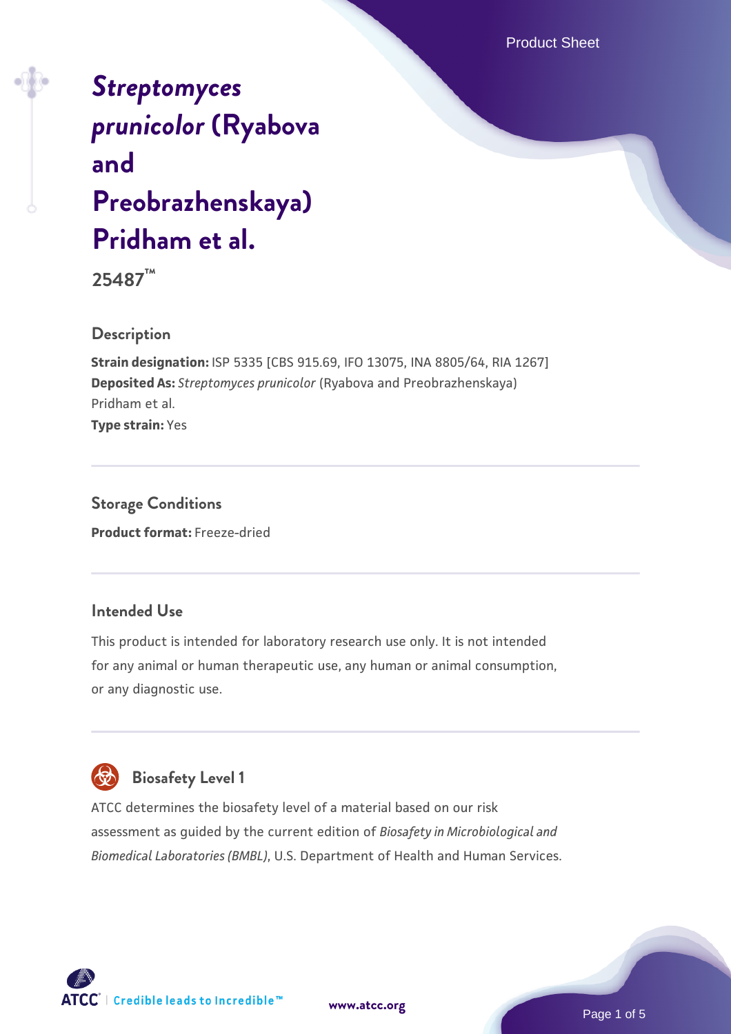# *Streptomyces prunicolor* (Ryabova and Preobrazhenskaya) Pridham et al.

**25487™**

## Description

**Strain designation:** ISP 5335 [CBS 915.69, IFO 13075, INA 8805/64, RIA 1267]
**Deposited As:** *Streptomyces prunicolor* (Ryabova and Preobrazhenskaya) Pridham et al.
**Type strain:** Yes

## Storage Conditions

**Product format:** Freeze-dried

## Intended Use

This product is intended for laboratory research use only. It is not intended for any animal or human therapeutic use, any human or animal consumption, or any diagnostic use.

## Biosafety Level 1

ATCC determines the biosafety level of a material based on our risk assessment as guided by the current edition of *Biosafety in Microbiological and Biomedical Laboratories (BMBL)*, U.S. Department of Health and Human Services.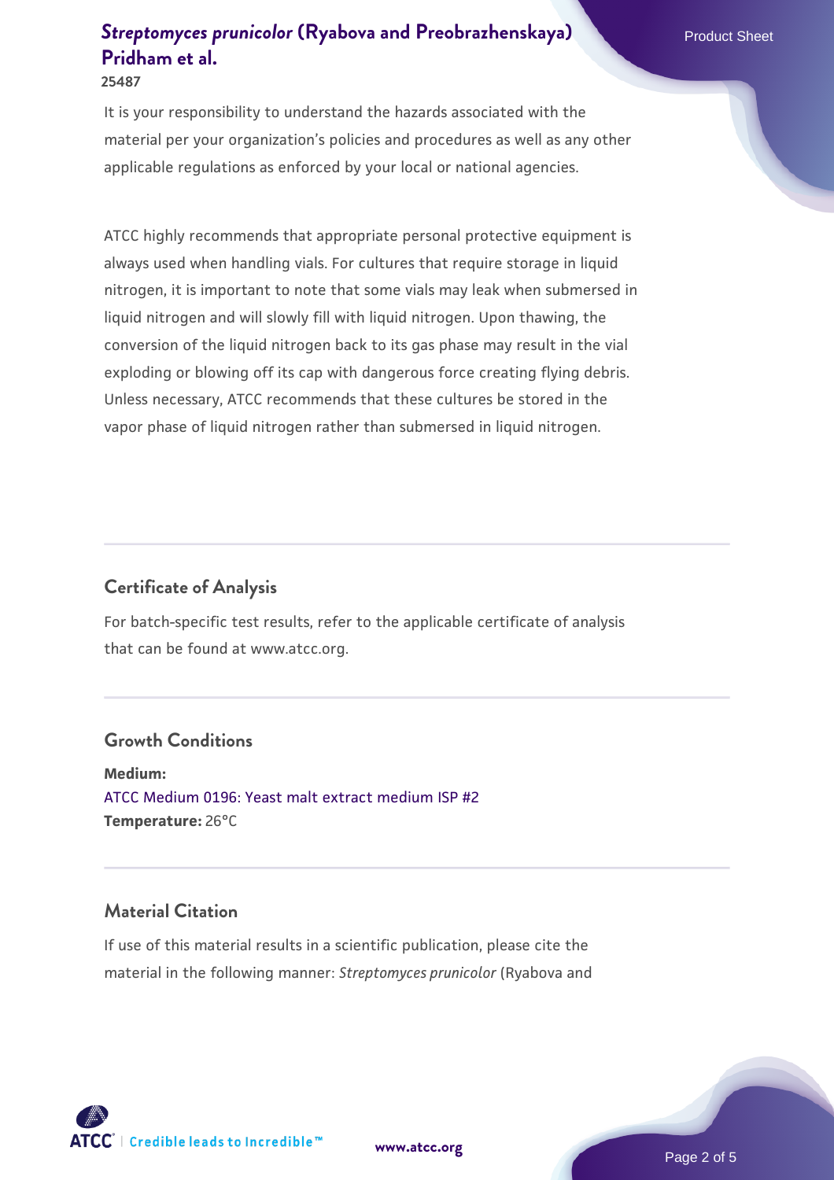It is your responsibility to understand the hazards associated with the material per your organization's policies and procedures as well as any other applicable regulations as enforced by your local or national agencies.

ATCC highly recommends that appropriate personal protective equipment is always used when handling vials. For cultures that require storage in liquid nitrogen, it is important to note that some vials may leak when submersed in liquid nitrogen and will slowly fill with liquid nitrogen. Upon thawing, the conversion of the liquid nitrogen back to its gas phase may result in the vial exploding or blowing off its cap with dangerous force creating flying debris. Unless necessary, ATCC recommends that these cultures be stored in the vapor phase of liquid nitrogen rather than submersed in liquid nitrogen.

## Certificate of Analysis

For batch-specific test results, refer to the applicable certificate of analysis that can be found at www.atcc.org.

## Growth Conditions

**Medium:**
ATCC Medium 0196: Yeast malt extract medium ISP #2
**Temperature:** 26°C

## Material Citation

If use of this material results in a scientific publication, please cite the material in the following manner: *Streptomyces prunicolor* (Ryabova and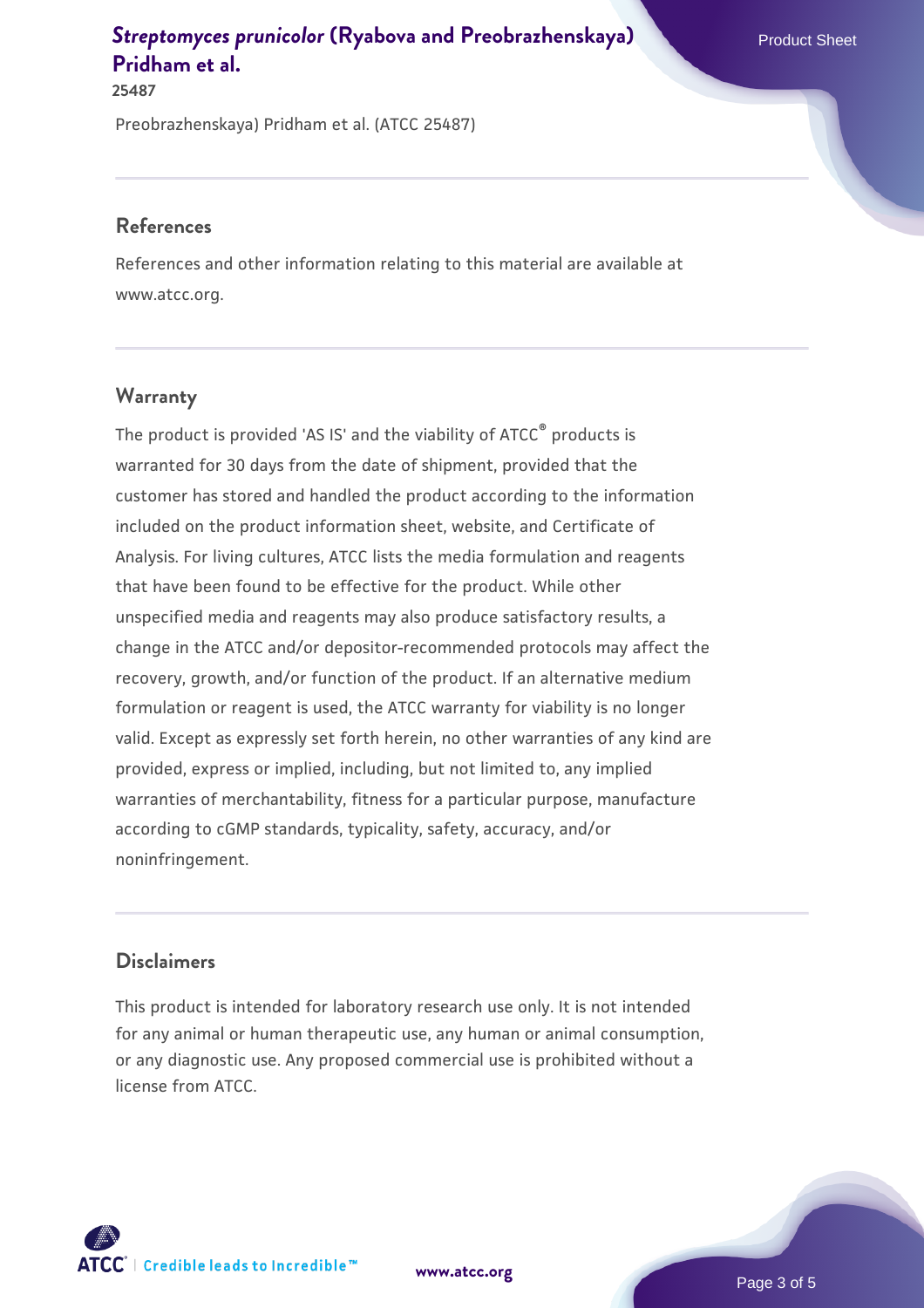Preobrazhenskaya) Pridham et al. (ATCC 25487)

## References

References and other information relating to this material are available at www.atcc.org.

## Warranty

The product is provided 'AS IS' and the viability of ATCC® products is warranted for 30 days from the date of shipment, provided that the customer has stored and handled the product according to the information included on the product information sheet, website, and Certificate of Analysis. For living cultures, ATCC lists the media formulation and reagents that have been found to be effective for the product. While other unspecified media and reagents may also produce satisfactory results, a change in the ATCC and/or depositor-recommended protocols may affect the recovery, growth, and/or function of the product. If an alternative medium formulation or reagent is used, the ATCC warranty for viability is no longer valid. Except as expressly set forth herein, no other warranties of any kind are provided, express or implied, including, but not limited to, any implied warranties of merchantability, fitness for a particular purpose, manufacture according to cGMP standards, typicality, safety, accuracy, and/or noninfringement.

## Disclaimers

This product is intended for laboratory research use only. It is not intended for any animal or human therapeutic use, any human or animal consumption, or any diagnostic use. Any proposed commercial use is prohibited without a license from ATCC.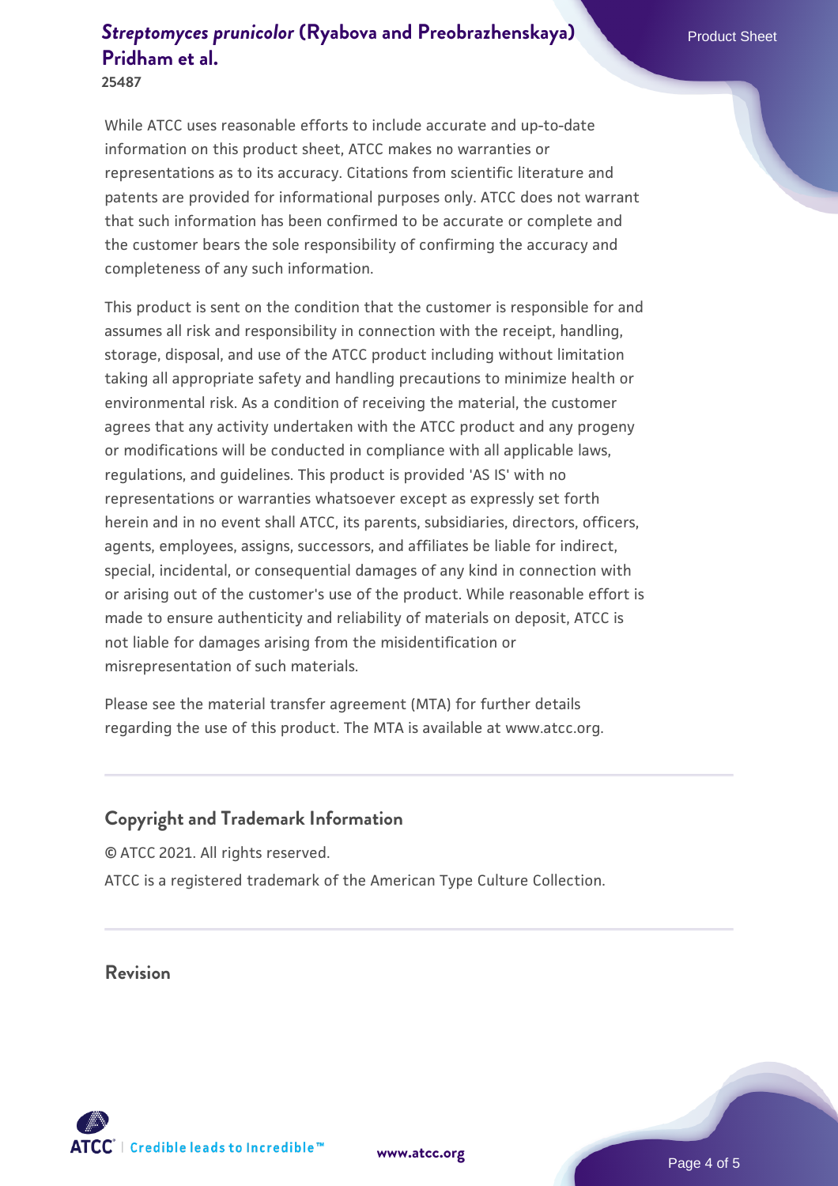While ATCC uses reasonable efforts to include accurate and up-to-date information on this product sheet, ATCC makes no warranties or representations as to its accuracy. Citations from scientific literature and patents are provided for informational purposes only. ATCC does not warrant that such information has been confirmed to be accurate or complete and the customer bears the sole responsibility of confirming the accuracy and completeness of any such information.

This product is sent on the condition that the customer is responsible for and assumes all risk and responsibility in connection with the receipt, handling, storage, disposal, and use of the ATCC product including without limitation taking all appropriate safety and handling precautions to minimize health or environmental risk. As a condition of receiving the material, the customer agrees that any activity undertaken with the ATCC product and any progeny or modifications will be conducted in compliance with all applicable laws, regulations, and guidelines. This product is provided 'AS IS' with no representations or warranties whatsoever except as expressly set forth herein and in no event shall ATCC, its parents, subsidiaries, directors, officers, agents, employees, assigns, successors, and affiliates be liable for indirect, special, incidental, or consequential damages of any kind in connection with or arising out of the customer's use of the product. While reasonable effort is made to ensure authenticity and reliability of materials on deposit, ATCC is not liable for damages arising from the misidentification or misrepresentation of such materials.

Please see the material transfer agreement (MTA) for further details regarding the use of this product. The MTA is available at www.atcc.org.

## Copyright and Trademark Information

© ATCC 2021. All rights reserved.

ATCC is a registered trademark of the American Type Culture Collection.

## Revision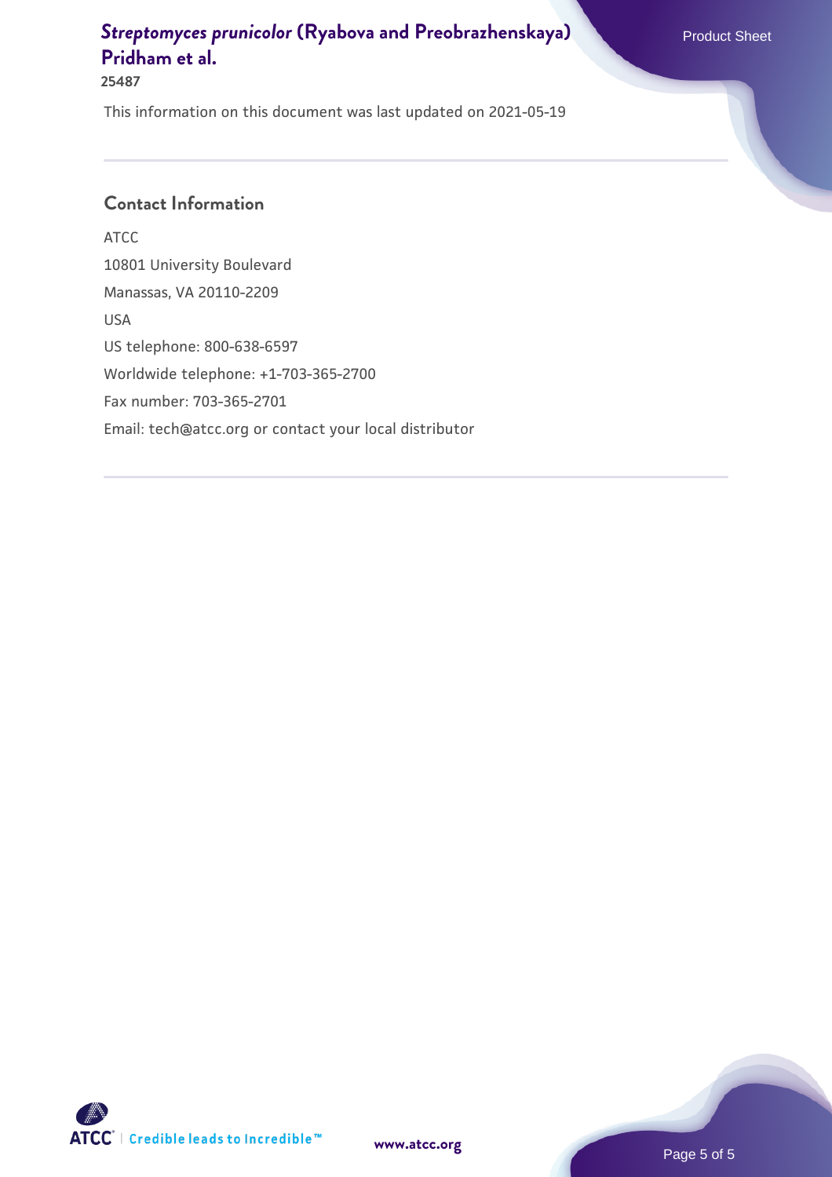This information on this document was last updated on 2021-05-19

## Contact Information

ATCC
10801 University Boulevard
Manassas, VA 20110-2209
USA
US telephone: 800-638-6597
Worldwide telephone: +1-703-365-2700
Fax number: 703-365-2701
Email: tech@atcc.org or contact your local distributor